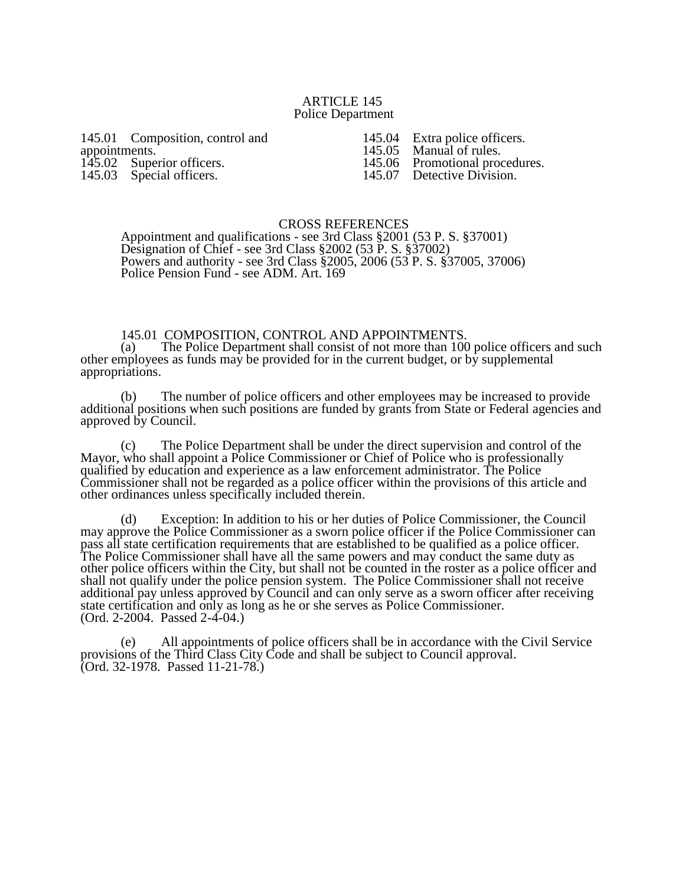# ARTICLE 145
## Police Department

145.01 Composition, control and appointments.
145.02 Superior officers.
145.03 Special officers.
145.04 Extra police officers.
145.05 Manual of rules.
145.06 Promotional procedures.
145.07 Detective Division.

CROSS REFERENCES
Appointment and qualifications - see 3rd Class §2001 (53 P. S. §37001)
Designation of Chief - see 3rd Class §2002 (53 P. S. §37002)
Powers and authority - see 3rd Class §2005, 2006 (53 P. S. §37005, 37006)
Police Pension Fund - see ADM. Art. 169

### 145.01 COMPOSITION, CONTROL AND APPOINTMENTS.

(a) The Police Department shall consist of not more than 100 police officers and such other employees as funds may be provided for in the current budget, or by supplemental appropriations.

(b) The number of police officers and other employees may be increased to provide additional positions when such positions are funded by grants from State or Federal agencies and approved by Council.

(c) The Police Department shall be under the direct supervision and control of the Mayor, who shall appoint a Police Commissioner or Chief of Police who is professionally qualified by education and experience as a law enforcement administrator. The Police Commissioner shall not be regarded as a police officer within the provisions of this article and other ordinances unless specifically included therein.

(d) Exception: In addition to his or her duties of Police Commissioner, the Council may approve the Police Commissioner as a sworn police officer if the Police Commissioner can pass all state certification requirements that are established to be qualified as a police officer. The Police Commissioner shall have all the same powers and may conduct the same duty as other police officers within the City, but shall not be counted in the roster as a police officer and shall not qualify under the police pension system. The Police Commissioner shall not receive additional pay unless approved by Council and can only serve as a sworn officer after receiving state certification and only as long as he or she serves as Police Commissioner.
(Ord. 2-2004. Passed 2-4-04.)

(e) All appointments of police officers shall be in accordance with the Civil Service provisions of the Third Class City Code and shall be subject to Council approval.
(Ord. 32-1978. Passed 11-21-78.)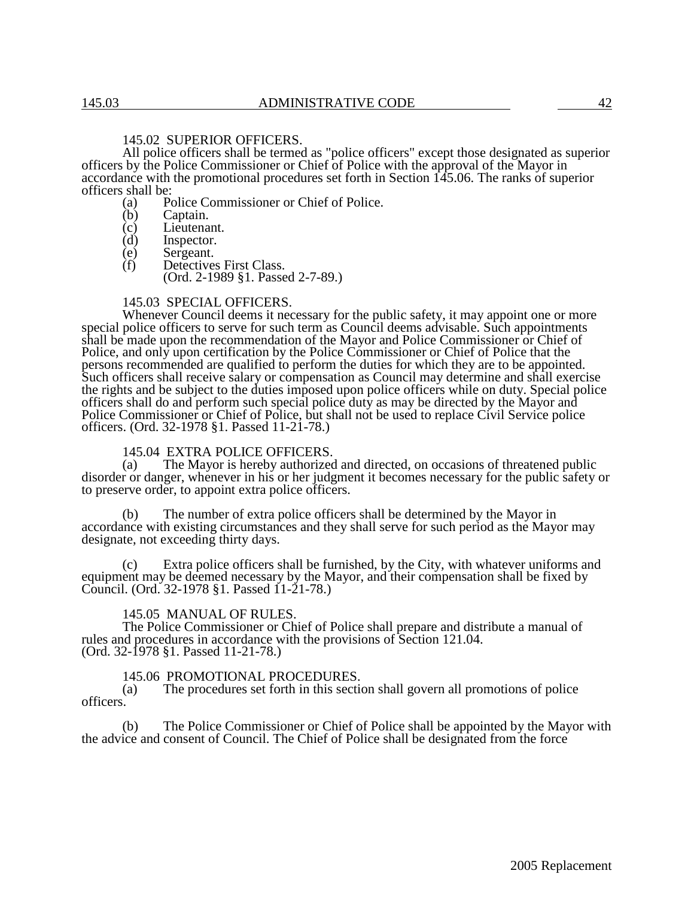### 145.02 SUPERIOR OFFICERS.

All police officers shall be termed as "police officers" except those designated as superior officers by the Police Commissioner or Chief of Police with the approval of the Mayor in accordance with the promotional procedures set forth in Section 145.06. The ranks of superior officers shall be:

(a) Police Commissioner or Chief of Police.
(b) Captain.
(c) Lieutenant.
(d) Inspector.
(e) Sergeant.
(f) Detectives First Class.

(Ord. 2-1989 §1. Passed 2-7-89.)

### 145.03 SPECIAL OFFICERS.

Whenever Council deems it necessary for the public safety, it may appoint one or more special police officers to serve for such term as Council deems advisable. Such appointments shall be made upon the recommendation of the Mayor and Police Commissioner or Chief of Police, and only upon certification by the Police Commissioner or Chief of Police that the persons recommended are qualified to perform the duties for which they are to be appointed. Such officers shall receive salary or compensation as Council may determine and shall exercise the rights and be subject to the duties imposed upon police officers while on duty. Special police officers shall do and perform such special police duty as may be directed by the Mayor and Police Commissioner or Chief of Police, but shall not be used to replace Civil Service police officers. (Ord. 32-1978 §1. Passed 11-21-78.)

### 145.04 EXTRA POLICE OFFICERS.

(a) The Mayor is hereby authorized and directed, on occasions of threatened public disorder or danger, whenever in his or her judgment it becomes necessary for the public safety or to preserve order, to appoint extra police officers.

(b) The number of extra police officers shall be determined by the Mayor in accordance with existing circumstances and they shall serve for such period as the Mayor may designate, not exceeding thirty days.

(c) Extra police officers shall be furnished, by the City, with whatever uniforms and equipment may be deemed necessary by the Mayor, and their compensation shall be fixed by Council. (Ord. 32-1978 §1. Passed 11-21-78.)

### 145.05 MANUAL OF RULES.

The Police Commissioner or Chief of Police shall prepare and distribute a manual of rules and procedures in accordance with the provisions of Section 121.04. (Ord. 32-1978 §1. Passed 11-21-78.)

### 145.06 PROMOTIONAL PROCEDURES.

(a) The procedures set forth in this section shall govern all promotions of police officers.

(b) The Police Commissioner or Chief of Police shall be appointed by the Mayor with the advice and consent of Council. The Chief of Police shall be designated from the force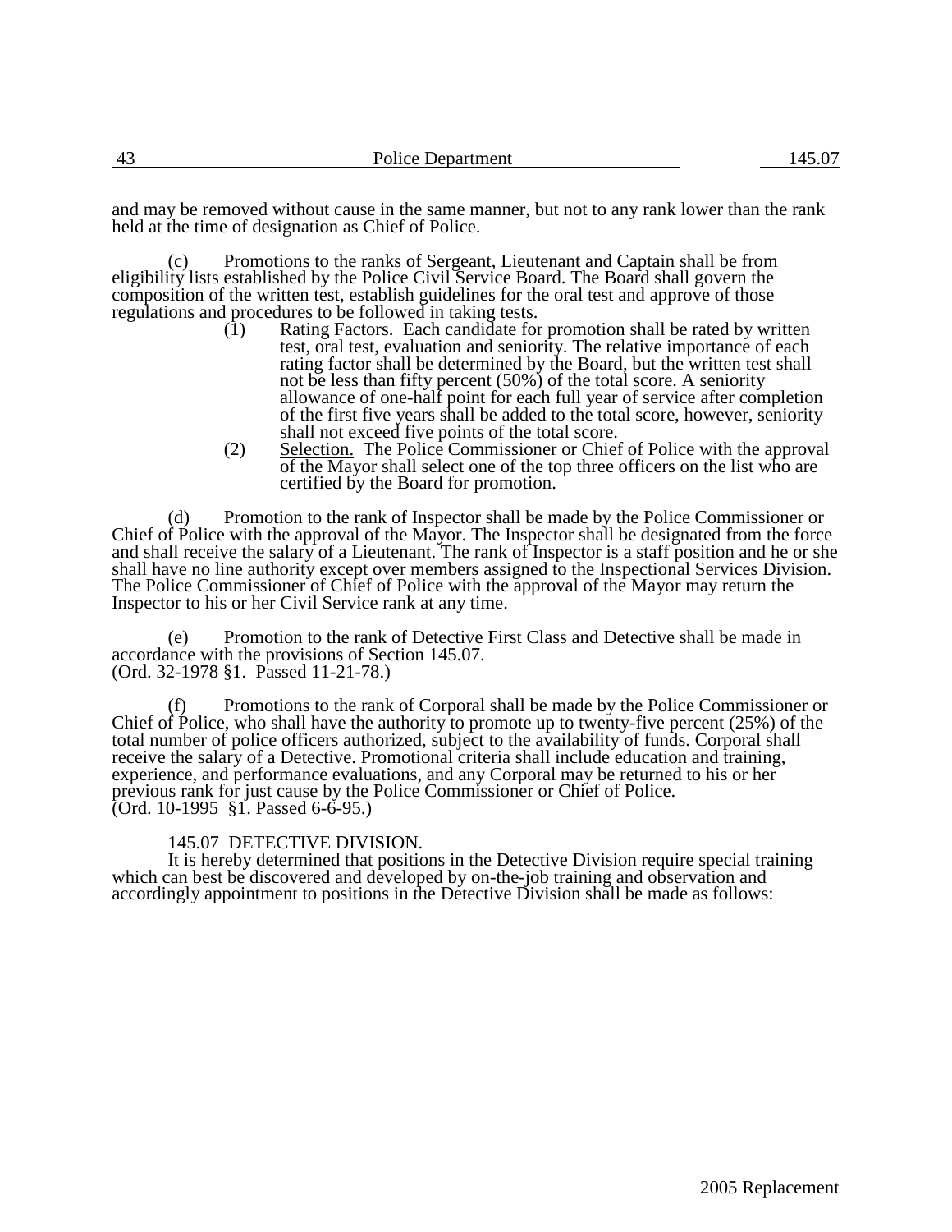and may be removed without cause in the same manner, but not to any rank lower than the rank held at the time of designation as Chief of Police.

(c) Promotions to the ranks of Sergeant, Lieutenant and Captain shall be from eligibility lists established by the Police Civil Service Board. The Board shall govern the composition of the written test, establish guidelines for the oral test and approve of those regulations and procedures to be followed in taking tests.

(1) Rating Factors. Each candidate for promotion shall be rated by written test, oral test, evaluation and seniority. The relative importance of each rating factor shall be determined by the Board, but the written test shall not be less than fifty percent (50%) of the total score. A seniority allowance of one-half point for each full year of service after completion of the first five years shall be added to the total score, however, seniority shall not exceed five points of the total score.

(2) Selection. The Police Commissioner or Chief of Police with the approval of the Mayor shall select one of the top three officers on the list who are certified by the Board for promotion.

(d) Promotion to the rank of Inspector shall be made by the Police Commissioner or Chief of Police with the approval of the Mayor. The Inspector shall be designated from the force and shall receive the salary of a Lieutenant. The rank of Inspector is a staff position and he or she shall have no line authority except over members assigned to the Inspectional Services Division. The Police Commissioner of Chief of Police with the approval of the Mayor may return the Inspector to his or her Civil Service rank at any time.

(e) Promotion to the rank of Detective First Class and Detective shall be made in accordance with the provisions of Section 145.07.
(Ord. 32-1978 §1. Passed 11-21-78.)

(f) Promotions to the rank of Corporal shall be made by the Police Commissioner or Chief of Police, who shall have the authority to promote up to twenty-five percent (25%) of the total number of police officers authorized, subject to the availability of funds. Corporal shall receive the salary of a Detective. Promotional criteria shall include education and training, experience, and performance evaluations, and any Corporal may be returned to his or her previous rank for just cause by the Police Commissioner or Chief of Police.
(Ord. 10-1995 §1. Passed 6-6-95.)

## 145.07 DETECTIVE DIVISION.

It is hereby determined that positions in the Detective Division require special training which can best be discovered and developed by on-the-job training and observation and accordingly appointment to positions in the Detective Division shall be made as follows: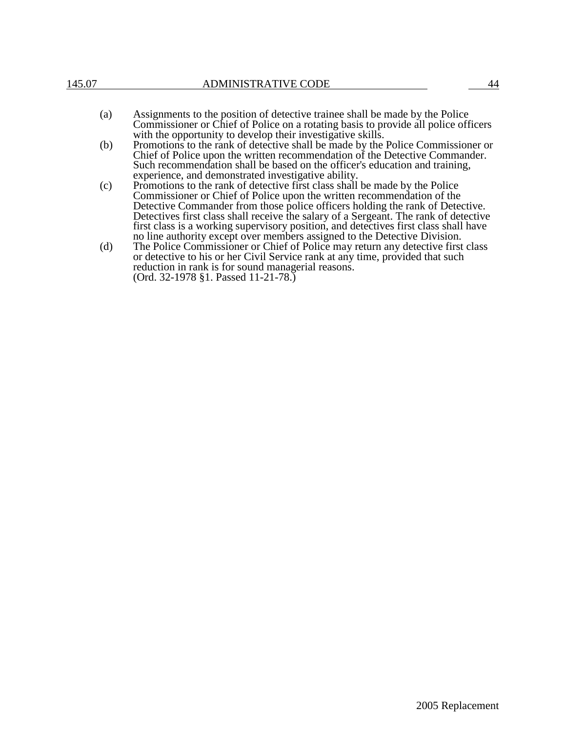(a) Assignments to the position of detective trainee shall be made by the Police Commissioner or Chief of Police on a rotating basis to provide all police officers with the opportunity to develop their investigative skills.

(b) Promotions to the rank of detective shall be made by the Police Commissioner or Chief of Police upon the written recommendation of the Detective Commander. Such recommendation shall be based on the officer's education and training, experience, and demonstrated investigative ability.

(c) Promotions to the rank of detective first class shall be made by the Police Commissioner or Chief of Police upon the written recommendation of the Detective Commander from those police officers holding the rank of Detective. Detectives first class shall receive the salary of a Sergeant. The rank of detective first class is a working supervisory position, and detectives first class shall have no line authority except over members assigned to the Detective Division.

(d) The Police Commissioner or Chief of Police may return any detective first class or detective to his or her Civil Service rank at any time, provided that such reduction in rank is for sound managerial reasons.
(Ord. 32-1978 §1. Passed 11-21-78.)